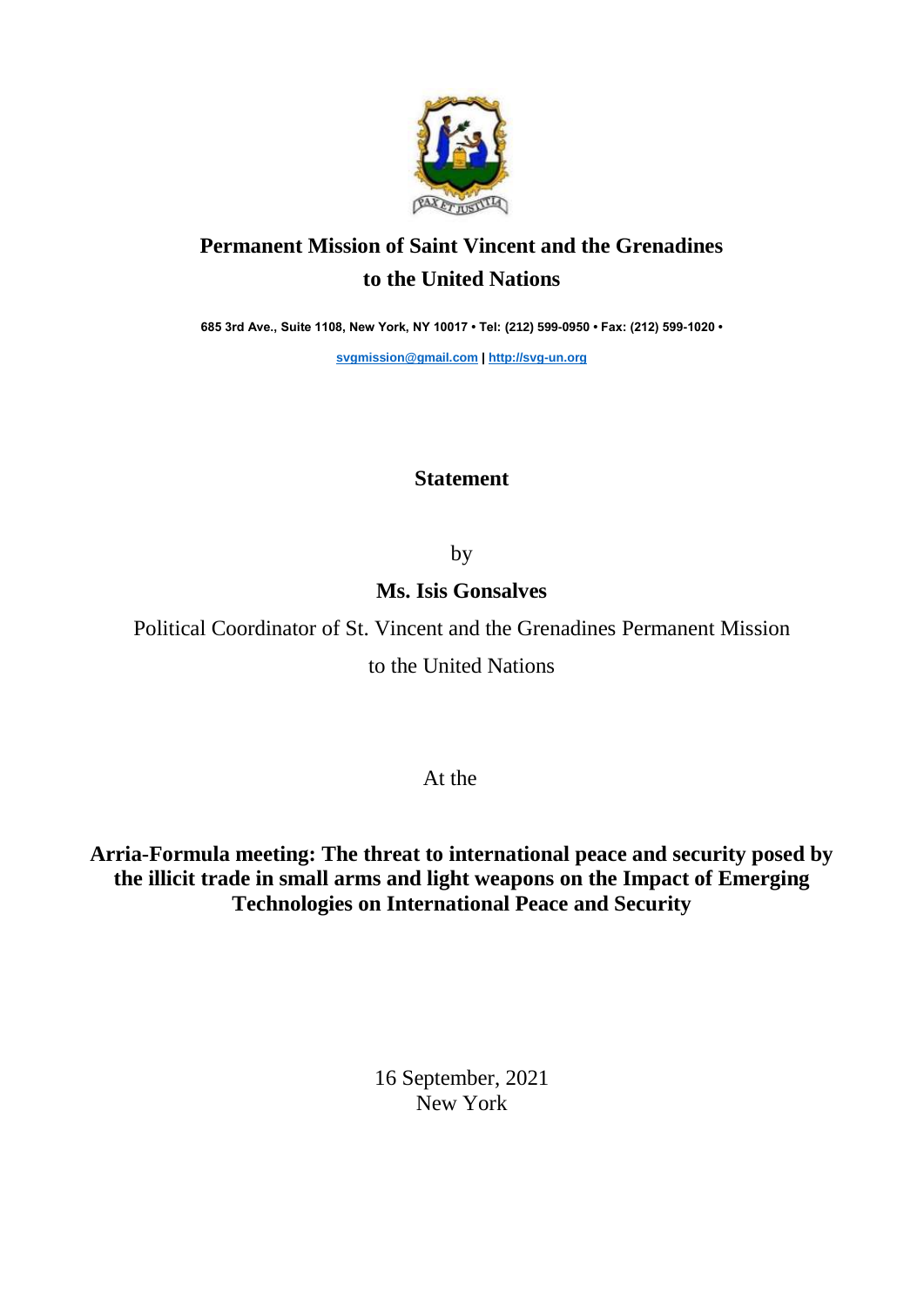# Permanent Mission of Saint Vincent and the Grenadines to the United Nations

**685 3rd Ave., Suite 1108, New York, NY 10017 • Tel: (212) 599-0950 • Fax: (212) 599-1020 •**

svgmission@gmail.com | http://svg-un.org

## Statement

by

**Ms. Isis Gonsalves**

Political Coordinator of St. Vincent and the Grenadines Permanent Mission to the United Nations

At the

**Arria-Formula meeting: The threat to international peace and security posed by the illicit trade in small arms and light weapons on the Impact of Emerging Technologies on International Peace and Security**

16 September, 2021
New York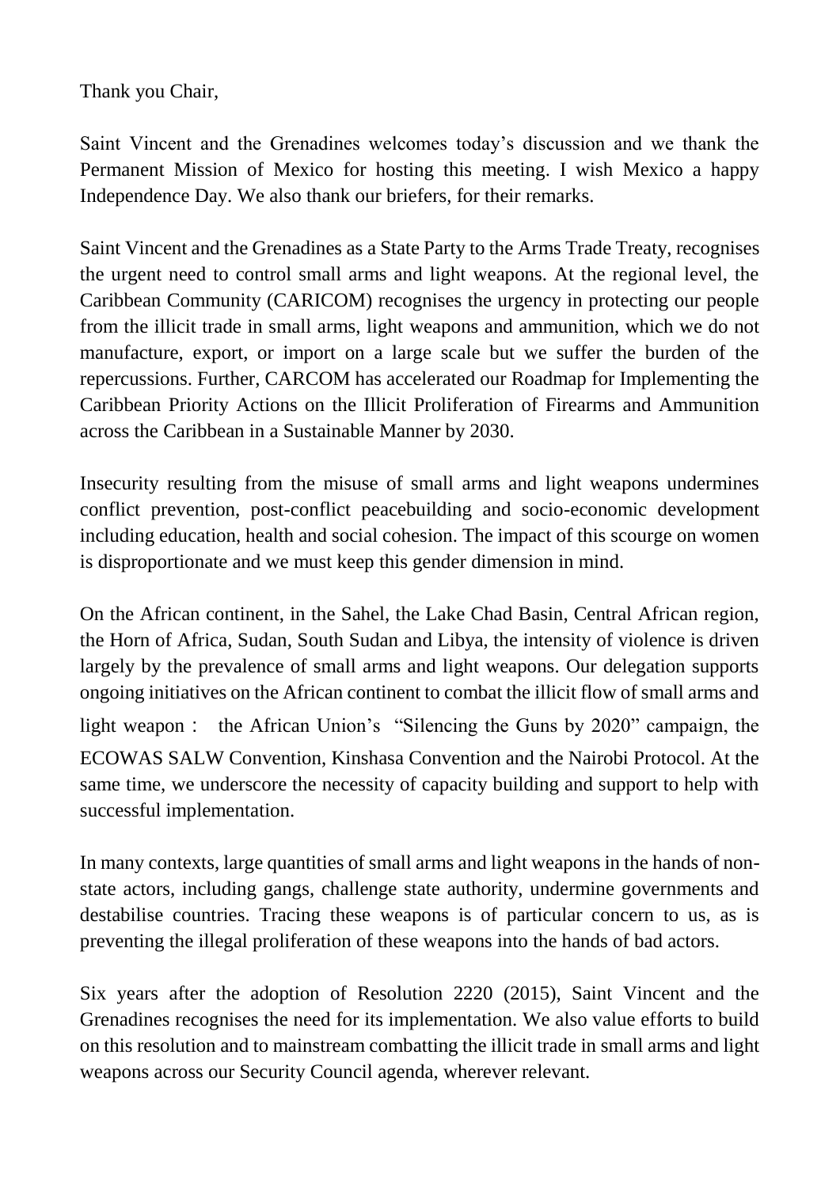Thank you Chair,

Saint Vincent and the Grenadines welcomes today's discussion and we thank the Permanent Mission of Mexico for hosting this meeting. I wish Mexico a happy Independence Day. We also thank our briefers, for their remarks.

Saint Vincent and the Grenadines as a State Party to the Arms Trade Treaty, recognises the urgent need to control small arms and light weapons. At the regional level, the Caribbean Community (CARICOM) recognises the urgency in protecting our people from the illicit trade in small arms, light weapons and ammunition, which we do not manufacture, export, or import on a large scale but we suffer the burden of the repercussions. Further, CARCOM has accelerated our Roadmap for Implementing the Caribbean Priority Actions on the Illicit Proliferation of Firearms and Ammunition across the Caribbean in a Sustainable Manner by 2030.

Insecurity resulting from the misuse of small arms and light weapons undermines conflict prevention, post-conflict peacebuilding and socio-economic development including education, health and social cohesion. The impact of this scourge on women is disproportionate and we must keep this gender dimension in mind.

On the African continent, in the Sahel, the Lake Chad Basin, Central African region, the Horn of Africa, Sudan, South Sudan and Libya, the intensity of violence is driven largely by the prevalence of small arms and light weapons. Our delegation supports ongoing initiatives on the African continent to combat the illicit flow of small arms and light weapon： the African Union's "Silencing the Guns by 2020" campaign, the ECOWAS SALW Convention, Kinshasa Convention and the Nairobi Protocol. At the same time, we underscore the necessity of capacity building and support to help with successful implementation.

In many contexts, large quantities of small arms and light weapons in the hands of non-state actors, including gangs, challenge state authority, undermine governments and destabilise countries. Tracing these weapons is of particular concern to us, as is preventing the illegal proliferation of these weapons into the hands of bad actors.

Six years after the adoption of Resolution 2220 (2015), Saint Vincent and the Grenadines recognises the need for its implementation. We also value efforts to build on this resolution and to mainstream combatting the illicit trade in small arms and light weapons across our Security Council agenda, wherever relevant.